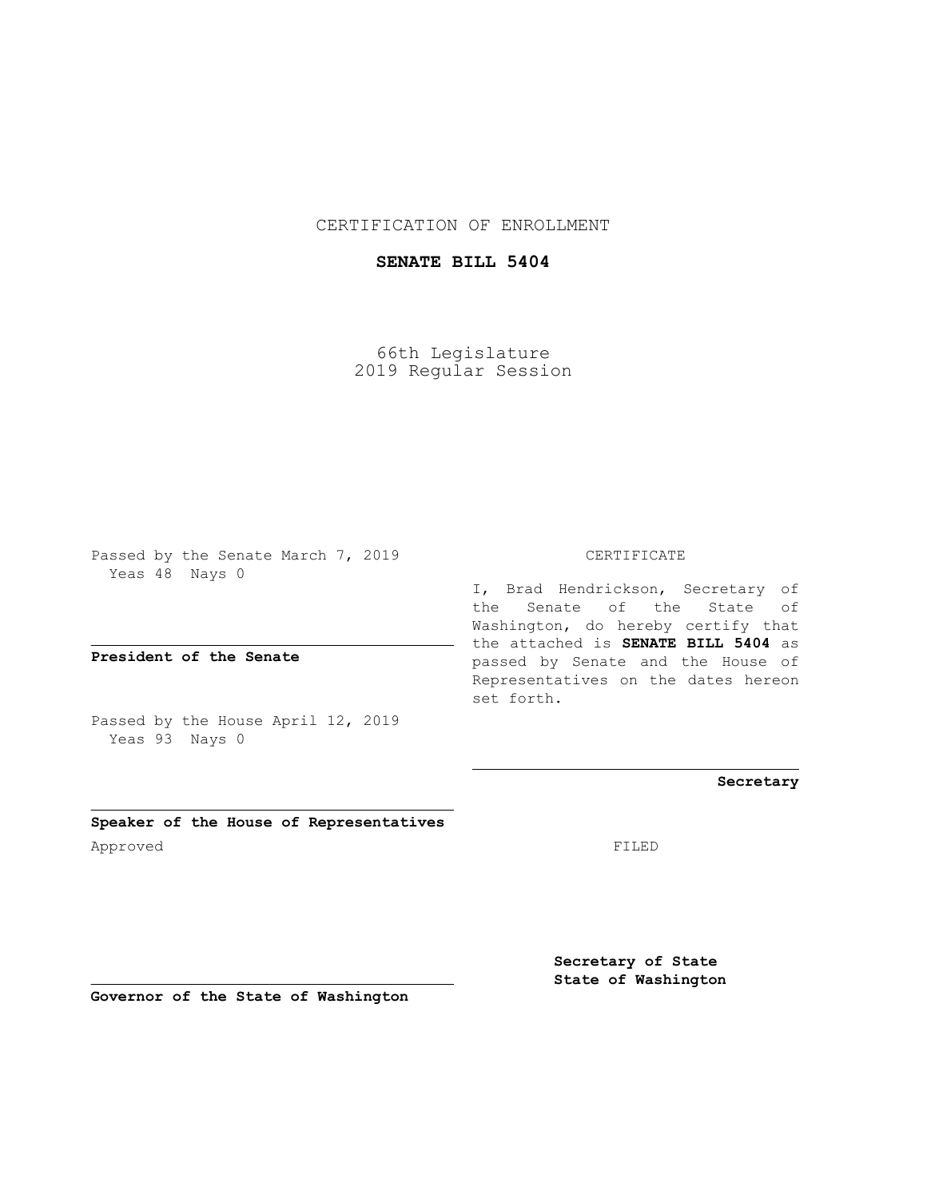CERTIFICATION OF ENROLLMENT

**SENATE BILL 5404**

66th Legislature
2019 Regular Session

Passed by the Senate March 7, 2019
Yeas 48 Nays 0

**President of the Senate**

Passed by the House April 12, 2019
Yeas 93 Nays 0

**Speaker of the House of Representatives**

Approved

**Governor of the State of Washington**

CERTIFICATE

I, Brad Hendrickson, Secretary of the Senate of the State of Washington, do hereby certify that the attached is **SENATE BILL 5404** as passed by Senate and the House of Representatives on the dates hereon set forth.

**Secretary**

FILED

**Secretary of State**
**State of Washington**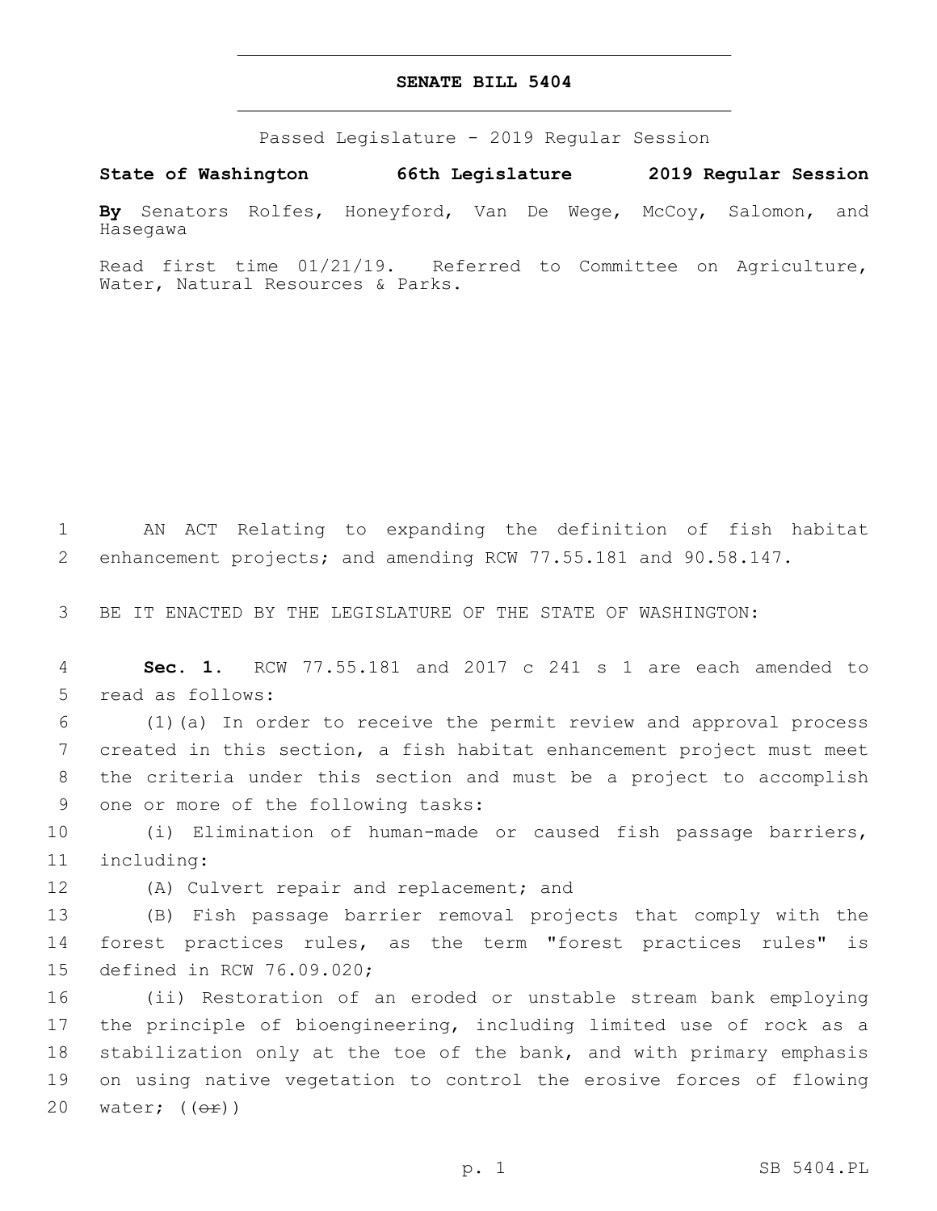# SENATE BILL 5404

Passed Legislature - 2019 Regular Session

**State of Washington 66th Legislature 2019 Regular Session**

**By** Senators Rolfes, Honeyford, Van De Wege, McCoy, Salomon, and Hasegawa

Read first time 01/21/19. Referred to Committee on Agriculture, Water, Natural Resources & Parks.

AN ACT Relating to expanding the definition of fish habitat enhancement projects; and amending RCW 77.55.181 and 90.58.147.

BE IT ENACTED BY THE LEGISLATURE OF THE STATE OF WASHINGTON:

**Sec. 1.** RCW 77.55.181 and 2017 c 241 s 1 are each amended to read as follows:

(1)(a) In order to receive the permit review and approval process created in this section, a fish habitat enhancement project must meet the criteria under this section and must be a project to accomplish one or more of the following tasks:

(i) Elimination of human-made or caused fish passage barriers, including:

(A) Culvert repair and replacement; and

(B) Fish passage barrier removal projects that comply with the forest practices rules, as the term "forest practices rules" is defined in RCW 76.09.020;

(ii) Restoration of an eroded or unstable stream bank employing the principle of bioengineering, including limited use of rock as a stabilization only at the toe of the bank, and with primary emphasis on using native vegetation to control the erosive forces of flowing water; ((~~or~~))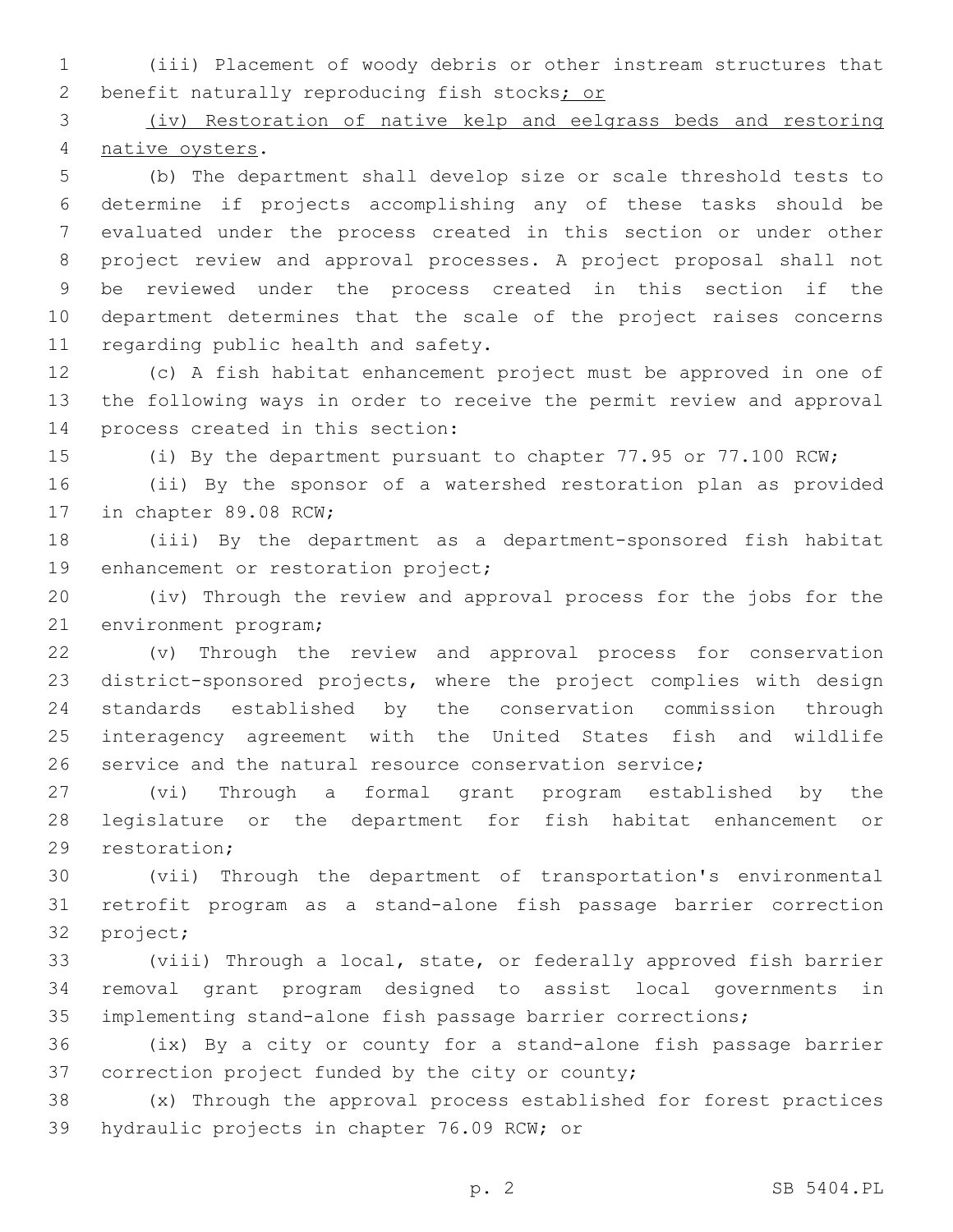(iii) Placement of woody debris or other instream structures that benefit naturally reproducing fish stocks; or

(iv) Restoration of native kelp and eelgrass beds and restoring native oysters.

(b) The department shall develop size or scale threshold tests to determine if projects accomplishing any of these tasks should be evaluated under the process created in this section or under other project review and approval processes. A project proposal shall not be reviewed under the process created in this section if the department determines that the scale of the project raises concerns regarding public health and safety.

(c) A fish habitat enhancement project must be approved in one of the following ways in order to receive the permit review and approval process created in this section:

(i) By the department pursuant to chapter 77.95 or 77.100 RCW;

(ii) By the sponsor of a watershed restoration plan as provided in chapter 89.08 RCW;

(iii) By the department as a department-sponsored fish habitat enhancement or restoration project;

(iv) Through the review and approval process for the jobs for the environment program;

(v) Through the review and approval process for conservation district-sponsored projects, where the project complies with design standards established by the conservation commission through interagency agreement with the United States fish and wildlife service and the natural resource conservation service;

(vi) Through a formal grant program established by the legislature or the department for fish habitat enhancement or restoration;

(vii) Through the department of transportation's environmental retrofit program as a stand-alone fish passage barrier correction project;

(viii) Through a local, state, or federally approved fish barrier removal grant program designed to assist local governments in implementing stand-alone fish passage barrier corrections;

(ix) By a city or county for a stand-alone fish passage barrier correction project funded by the city or county;

(x) Through the approval process established for forest practices hydraulic projects in chapter 76.09 RCW; or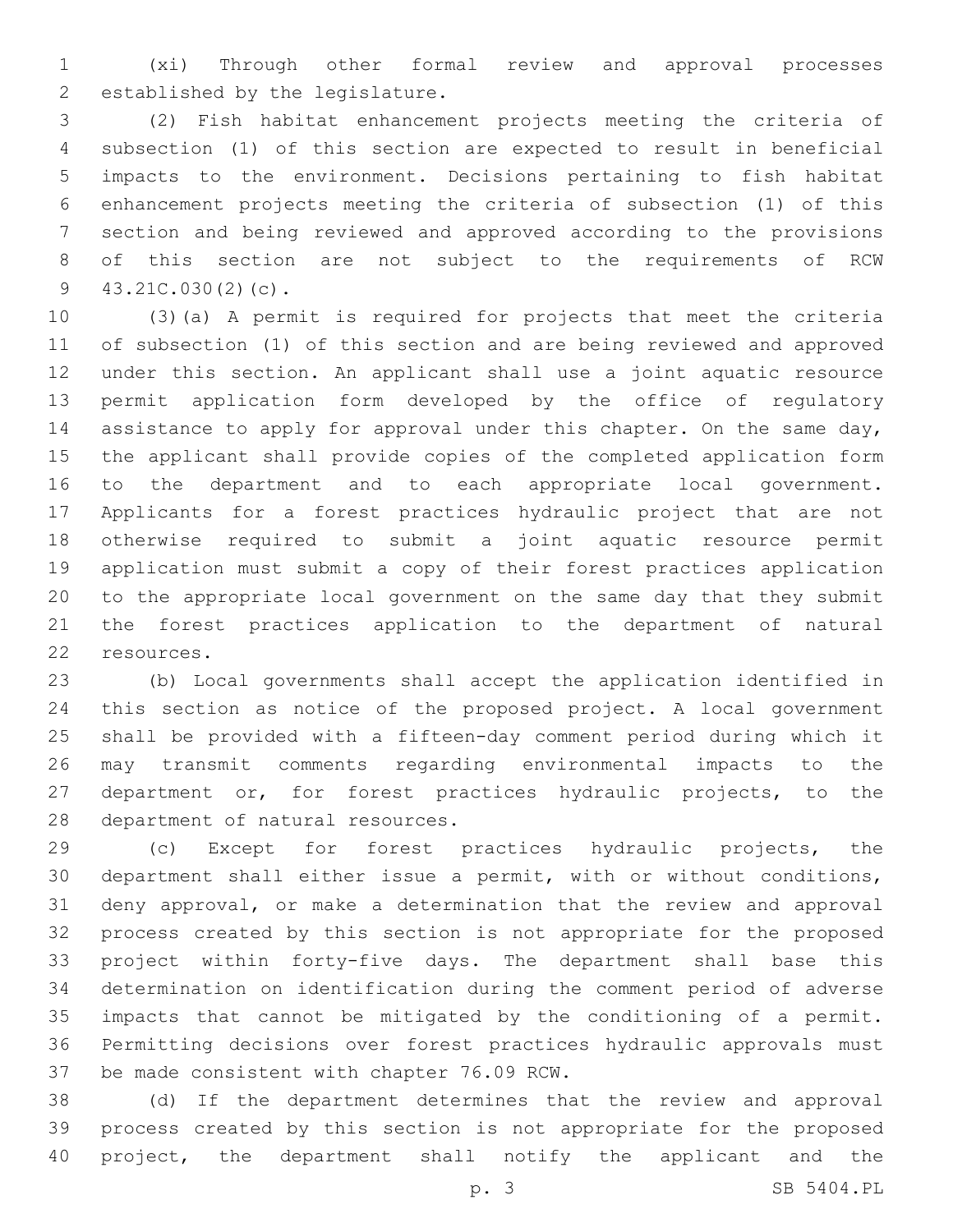(xi) Through other formal review and approval processes established by the legislature.

(2) Fish habitat enhancement projects meeting the criteria of subsection (1) of this section are expected to result in beneficial impacts to the environment. Decisions pertaining to fish habitat enhancement projects meeting the criteria of subsection (1) of this section and being reviewed and approved according to the provisions of this section are not subject to the requirements of RCW 43.21C.030(2)(c).

(3)(a) A permit is required for projects that meet the criteria of subsection (1) of this section and are being reviewed and approved under this section. An applicant shall use a joint aquatic resource permit application form developed by the office of regulatory assistance to apply for approval under this chapter. On the same day, the applicant shall provide copies of the completed application form to the department and to each appropriate local government. Applicants for a forest practices hydraulic project that are not otherwise required to submit a joint aquatic resource permit application must submit a copy of their forest practices application to the appropriate local government on the same day that they submit the forest practices application to the department of natural resources.

(b) Local governments shall accept the application identified in this section as notice of the proposed project. A local government shall be provided with a fifteen-day comment period during which it may transmit comments regarding environmental impacts to the department or, for forest practices hydraulic projects, to the department of natural resources.

(c) Except for forest practices hydraulic projects, the department shall either issue a permit, with or without conditions, deny approval, or make a determination that the review and approval process created by this section is not appropriate for the proposed project within forty-five days. The department shall base this determination on identification during the comment period of adverse impacts that cannot be mitigated by the conditioning of a permit. Permitting decisions over forest practices hydraulic approvals must be made consistent with chapter 76.09 RCW.

(d) If the department determines that the review and approval process created by this section is not appropriate for the proposed project, the department shall notify the applicant and the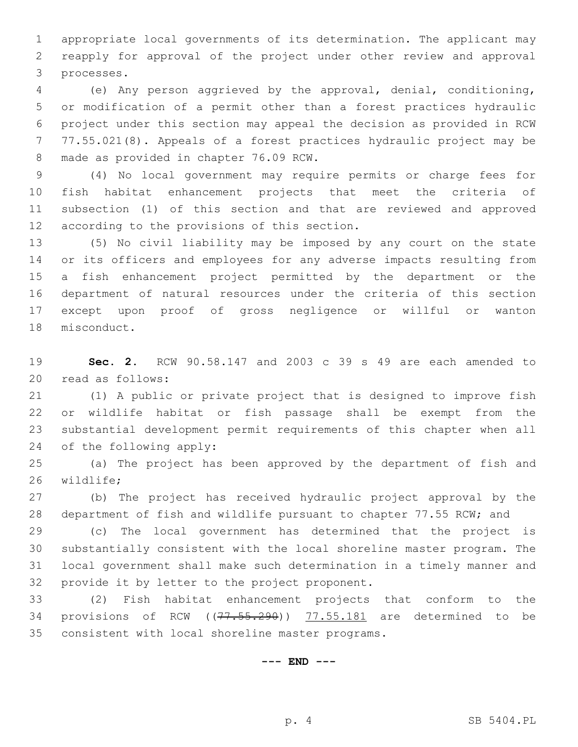appropriate local governments of its determination. The applicant may reapply for approval of the project under other review and approval processes.

(e) Any person aggrieved by the approval, denial, conditioning, or modification of a permit other than a forest practices hydraulic project under this section may appeal the decision as provided in RCW 77.55.021(8). Appeals of a forest practices hydraulic project may be made as provided in chapter 76.09 RCW.

(4) No local government may require permits or charge fees for fish habitat enhancement projects that meet the criteria of subsection (1) of this section and that are reviewed and approved according to the provisions of this section.

(5) No civil liability may be imposed by any court on the state or its officers and employees for any adverse impacts resulting from a fish enhancement project permitted by the department or the department of natural resources under the criteria of this section except upon proof of gross negligence or willful or wanton misconduct.

**Sec. 2.** RCW 90.58.147 and 2003 c 39 s 49 are each amended to read as follows:

(1) A public or private project that is designed to improve fish or wildlife habitat or fish passage shall be exempt from the substantial development permit requirements of this chapter when all of the following apply:

(a) The project has been approved by the department of fish and wildlife;

(b) The project has received hydraulic project approval by the department of fish and wildlife pursuant to chapter 77.55 RCW; and

(c) The local government has determined that the project is substantially consistent with the local shoreline master program. The local government shall make such determination in a timely manner and provide it by letter to the project proponent.

(2) Fish habitat enhancement projects that conform to the provisions of RCW ((~~77.55.290~~)) 77.55.181 are determined to be consistent with local shoreline master programs.

**--- END ---**